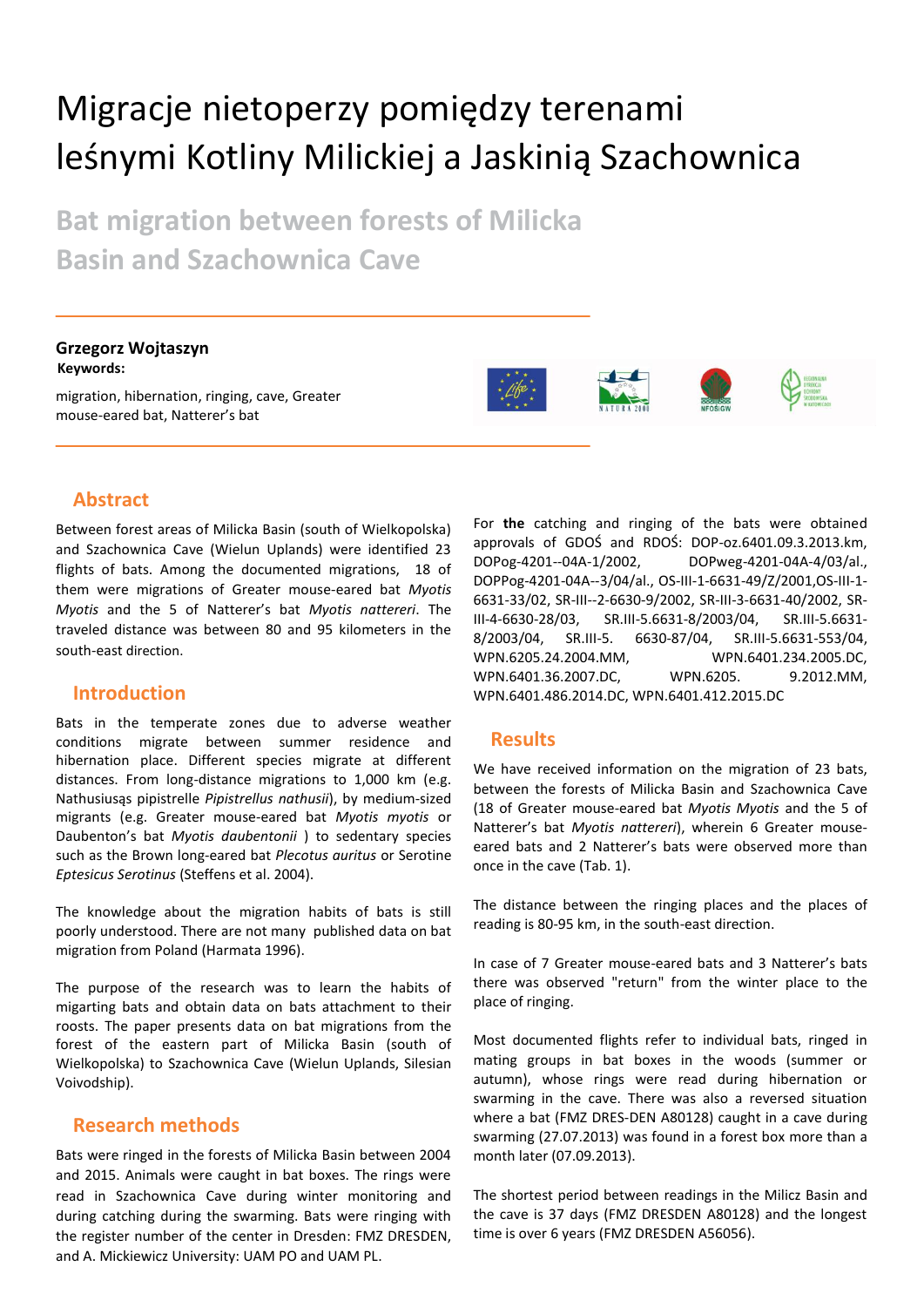# Migracje nietoperzy pomiędzy terenami leśnymi Kotliny Milickiej a Jaskinią Szachownica

## Bat migration between forests of Milicka Basin and Szachownica Cave

**Grzegorz Wojtaszyn**

**Keywords:**

migration, hibernation, ringing, cave, Greater mouse-eared bat, Natterer's bat

## Abstract

Between forest areas of Milicka Basin (south of Wielkopolska) and Szachownica Cave (Wielun Uplands) were identified 23 flights of bats. Among the documented migrations, 18 of them were migrations of Greater mouse-eared bat *Myotis Myotis* and the 5 of Natterer's bat *Myotis nattereri*. The traveled distance was between 80 and 95 kilometers in the south-east direction.

## Introduction

Bats in the temperate zones due to adverse weather conditions migrate between summer residence and hibernation place. Different species migrate at different distances. From long-distance migrations to 1,000 km (e.g. Nathusiusąs pipistrelle *Pipistrellus nathusii*), by medium-sized migrants (e.g. Greater mouse-eared bat *Myotis myotis* or Daubenton's bat *Myotis daubentonii* ) to sedentary species such as the Brown long-eared bat *Plecotus auritus* or Serotine *Eptesicus Serotinus* (Steffens et al. 2004).

The knowledge about the migration habits of bats is still poorly understood. There are not many published data on bat migration from Poland (Harmata 1996).

The purpose of the research was to learn the habits of migarting bats and obtain data on bats attachment to their roosts. The paper presents data on bat migrations from the forest of the eastern part of Milicka Basin (south of Wielkopolska) to Szachownica Cave (Wielun Uplands, Silesian Voivodship).

## Research methods

Bats were ringed in the forests of Milicka Basin between 2004 and 2015. Animals were caught in bat boxes. The rings were read in Szachownica Cave during winter monitoring and during catching during the swarming. Bats were ringing with the register number of the center in Dresden: FMZ DRESDEN, and A. Mickiewicz University: UAM PO and UAM PL.

For **the** catching and ringing of the bats were obtained approvals of GDOŚ and RDOŚ: DOP-oz.6401.09.3.2013.km, DOPog-4201--04A-1/2002, DOPweg-4201-04A-4/03/al., DOPPog-4201-04A--3/04/al., OS-III-1-6631-49/Z/2001,OS-III-1-6631-33/02, SR-III--2-6630-9/2002, SR-III-3-6631-40/2002, SR-III-4-6630-28/03, SR.III-5.6631-8/2003/04, SR.III-5.6631-8/2003/04, SR.III-5. 6630-87/04, SR.III-5.6631-553/04, WPN.6205.24.2004.MM, WPN.6401.234.2005.DC, WPN.6401.36.2007.DC, WPN.6205. 9.2012.MM, WPN.6401.486.2014.DC, WPN.6401.412.2015.DC

## Results

We have received information on the migration of 23 bats, between the forests of Milicka Basin and Szachownica Cave (18 of Greater mouse-eared bat *Myotis Myotis* and the 5 of Natterer's bat *Myotis nattereri*), wherein 6 Greater mouse-eared bats and 2 Natterer's bats were observed more than once in the cave (Tab. 1).

The distance between the ringing places and the places of reading is 80-95 km, in the south-east direction.

In case of 7 Greater mouse-eared bats and 3 Natterer's bats there was observed "return" from the winter place to the place of ringing.

Most documented flights refer to individual bats, ringed in mating groups in bat boxes in the woods (summer or autumn), whose rings were read during hibernation or swarming in the cave. There was also a reversed situation where a bat (FMZ DRES-DEN A80128) caught in a cave during swarming (27.07.2013) was found in a forest box more than a month later (07.09.2013).

The shortest period between readings in the Milicz Basin and the cave is 37 days (FMZ DRESDEN A80128) and the longest time is over 6 years (FMZ DRESDEN A56056).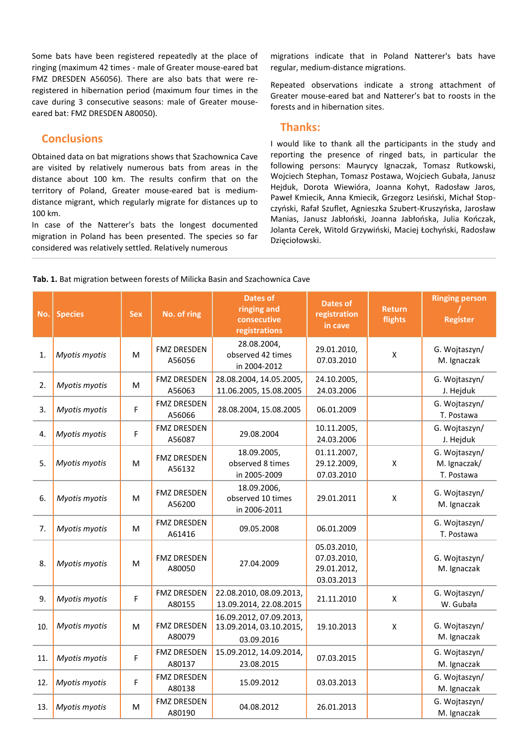Some bats have been registered repeatedly at the place of ringing (maximum 42 times - male of Greater mouse-eared bat FMZ DRESDEN A56056). There are also bats that were re-registered in hibernation period (maximum four times in the cave during 3 consecutive seasons: male of Greater mouse-eared bat: FMZ DRESDEN A80050).

## Conclusions

Obtained data on bat migrations shows that Szachownica Cave are visited by relatively numerous bats from areas in the distance about 100 km. The results confirm that on the territory of Poland, Greater mouse-eared bat is medium-distance migrant, which regularly migrate for distances up to 100 km.

In case of the Natterer's bats the longest documented migration in Poland has been presented. The species so far considered was relatively settled. Relatively numerous migrations indicate that in Poland Natterer's bats have regular, medium-distance migrations.

Repeated observations indicate a strong attachment of Greater mouse-eared bat and Natterer's bat to roosts in the forests and in hibernation sites.

## Thanks:

I would like to thank all the participants in the study and reporting the presence of ringed bats, in particular the following persons: Maurycy Ignaczak, Tomasz Rutkowski, Wojciech Stephan, Tomasz Postawa, Wojciech Gubała, Janusz Hejduk, Dorota Wiewióra, Joanna Kohyt, Radosław Jaros, Paweł Kmiecik, Anna Kmiecik, Grzegorz Lesiński, Michał Stopczyński, Rafał Szuflet, Agnieszka Szubert-Kruszyńska, Jarosław Manias, Janusz Jabłoński, Joanna Jabłońska, Julia Kończak, Jolanta Cerek, Witold Grzywiński, Maciej Łochyński, Radosław Dzięciołowski.

**Tab. 1.** Bat migration between forests of Milicka Basin and Szachownica Cave

| No. | Species | Sex | No. of ring | Dates of ringing and consecutive registrations | Dates of registration in cave | Return flights | Ringing person / Register |
|---|---|---|---|---|---|---|---|
| 1. | *Myotis myotis* | M | FMZ DRESDEN A56056 | 28.08.2004, observed 42 times in 2004-2012 | 29.01.2010, 07.03.2010 | X | G. Wojtaszyn/ M. Ignaczak |
| 2. | *Myotis myotis* | M | FMZ DRESDEN A56063 | 28.08.2004, 14.05.2005, 11.06.2005, 15.08.2005 | 24.10.2005, 24.03.2006 | | G. Wojtaszyn/ J. Hejduk |
| 3. | *Myotis myotis* | F | FMZ DRESDEN A56066 | 28.08.2004, 15.08.2005 | 06.01.2009 | | G. Wojtaszyn/ T. Postawa |
| 4. | *Myotis myotis* | F | FMZ DRESDEN A56087 | 29.08.2004 | 10.11.2005, 24.03.2006 | | G. Wojtaszyn/ J. Hejduk |
| 5. | *Myotis myotis* | M | FMZ DRESDEN A56132 | 18.09.2005, observed 8 times in 2005-2009 | 01.11.2007, 29.12.2009, 07.03.2010 | X | G. Wojtaszyn/ M. Ignaczak/ T. Postawa |
| 6. | *Myotis myotis* | M | FMZ DRESDEN A56200 | 18.09.2006, observed 10 times in 2006-2011 | 29.01.2011 | X | G. Wojtaszyn/ M. Ignaczak |
| 7. | *Myotis myotis* | M | FMZ DRESDEN A61416 | 09.05.2008 | 06.01.2009 | | G. Wojtaszyn/ T. Postawa |
| 8. | *Myotis myotis* | M | FMZ DRESDEN A80050 | 27.04.2009 | 05.03.2010, 07.03.2010, 29.01.2012, 03.03.2013 | | G. Wojtaszyn/ M. Ignaczak |
| 9. | *Myotis myotis* | F | FMZ DRESDEN A80155 | 22.08.2010, 08.09.2013, 13.09.2014, 22.08.2015 | 21.11.2010 | X | G. Wojtaszyn/ W. Gubała |
| 10. | *Myotis myotis* | M | FMZ DRESDEN A80079 | 16.09.2012, 07.09.2013, 13.09.2014, 03.10.2015, 03.09.2016 | 19.10.2013 | X | G. Wojtaszyn/ M. Ignaczak |
| 11. | *Myotis myotis* | F | FMZ DRESDEN A80137 | 15.09.2012, 14.09.2014, 23.08.2015 | 07.03.2015 | | G. Wojtaszyn/ M. Ignaczak |
| 12. | *Myotis myotis* | F | FMZ DRESDEN A80138 | 15.09.2012 | 03.03.2013 | | G. Wojtaszyn/ M. Ignaczak |
| 13. | *Myotis myotis* | M | FMZ DRESDEN A80190 | 04.08.2012 | 26.01.2013 | | G. Wojtaszyn/ M. Ignaczak |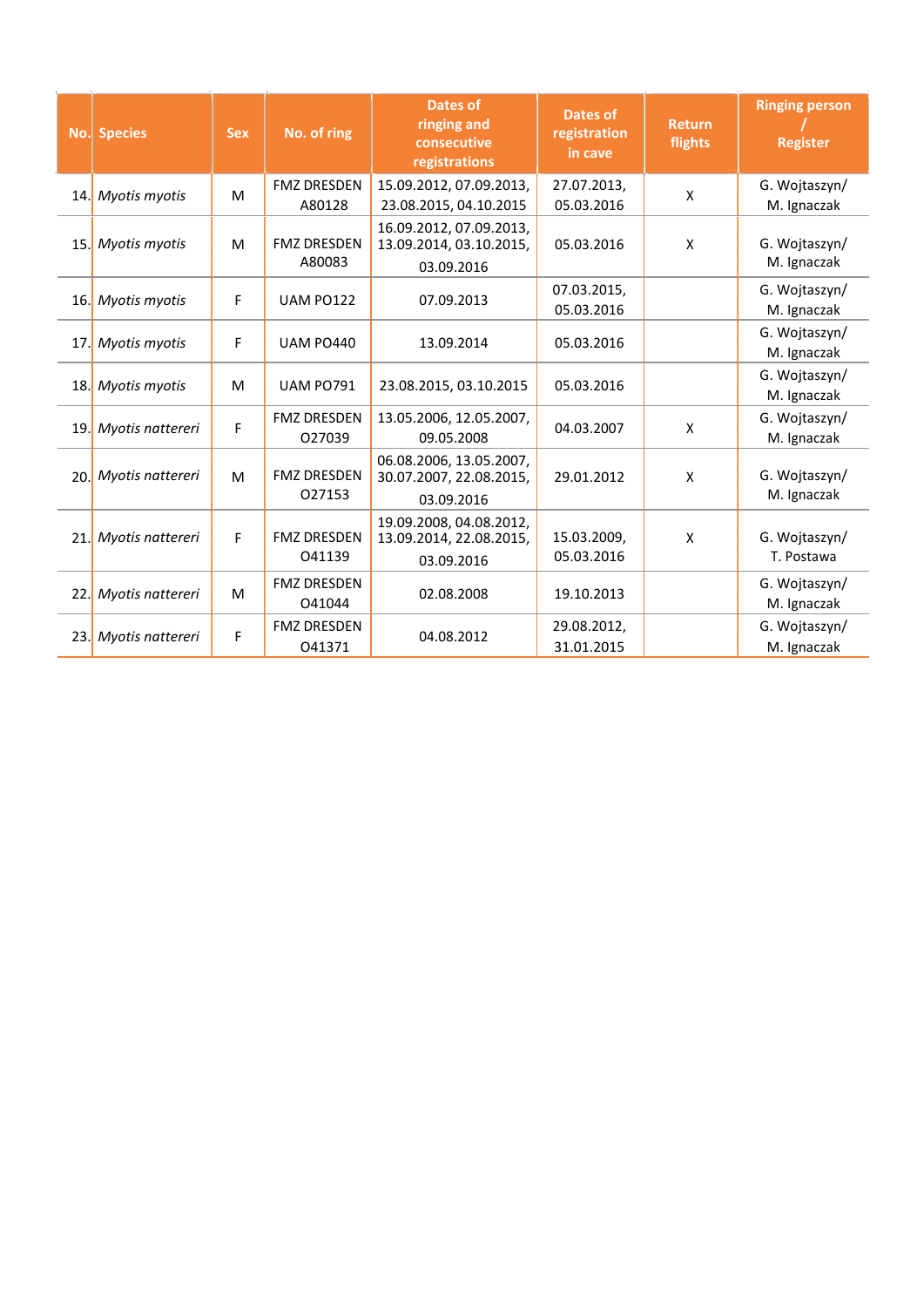| No. | Species | Sex | No. of ring | Dates of ringing and consecutive registrations | Dates of registration in cave | Return flights | Ringing person / Register |
|---|---|---|---|---|---|---|---|
| 14. | *Myotis myotis* | M | FMZ DRESDEN A80128 | 15.09.2012, 07.09.2013, 23.08.2015, 04.10.2015 | 27.07.2013, 05.03.2016 | X | G. Wojtaszyn/ M. Ignaczak |
| 15. | *Myotis myotis* | M | FMZ DRESDEN A80083 | 16.09.2012, 07.09.2013, 13.09.2014, 03.10.2015, 03.09.2016 | 05.03.2016 | X | G. Wojtaszyn/ M. Ignaczak |
| 16. | *Myotis myotis* | F | UAM PO122 | 07.09.2013 | 07.03.2015, 05.03.2016 | | G. Wojtaszyn/ M. Ignaczak |
| 17. | *Myotis myotis* | F | UAM PO440 | 13.09.2014 | 05.03.2016 | | G. Wojtaszyn/ M. Ignaczak |
| 18. | *Myotis myotis* | M | UAM PO791 | 23.08.2015, 03.10.2015 | 05.03.2016 | | G. Wojtaszyn/ M. Ignaczak |
| 19. | *Myotis nattereri* | F | FMZ DRESDEN O27039 | 13.05.2006, 12.05.2007, 09.05.2008 | 04.03.2007 | X | G. Wojtaszyn/ M. Ignaczak |
| 20. | *Myotis nattereri* | M | FMZ DRESDEN O27153 | 06.08.2006, 13.05.2007, 30.07.2007, 22.08.2015, 03.09.2016 | 29.01.2012 | X | G. Wojtaszyn/ M. Ignaczak |
| 21. | *Myotis nattereri* | F | FMZ DRESDEN O41139 | 19.09.2008, 04.08.2012, 13.09.2014, 22.08.2015, 03.09.2016 | 15.03.2009, 05.03.2016 | X | G. Wojtaszyn/ T. Postawa |
| 22. | *Myotis nattereri* | M | FMZ DRESDEN O41044 | 02.08.2008 | 19.10.2013 | | G. Wojtaszyn/ M. Ignaczak |
| 23. | *Myotis nattereri* | F | FMZ DRESDEN O41371 | 04.08.2012 | 29.08.2012, 31.01.2015 | | G. Wojtaszyn/ M. Ignaczak |